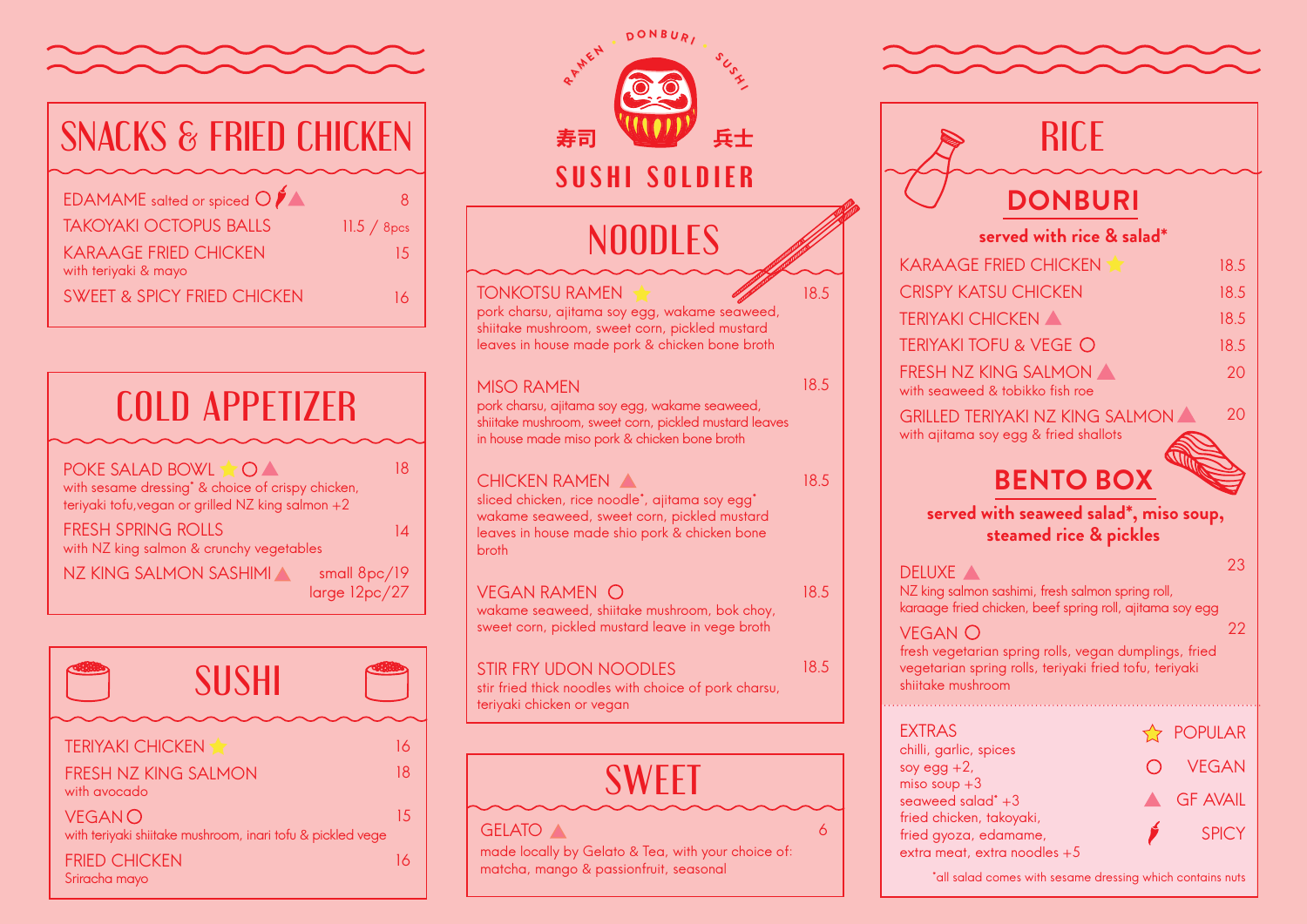RAMEN · DONBURI · SUSHI

寿司 兵士

# SUSHI SOLDIER

## SNACKS & FRIED CHICKEN

EDAMAME salted or spiced ○ 🌶 ▲ — 8

TAKOYAKI OCTOPUS BALLS — 11.5 / 8pcs

KARAAGE FRIED CHICKEN — 15
with teriyaki & mayo

SWEET & SPICY FRIED CHICKEN — 16

## COLD APPETIZER

POKE SALAD BOWL ☆ ○ ▲ — 18
with sesame dressing* & choice of crispy chicken, teriyaki tofu, vegan or grilled NZ king salmon +2

FRESH SPRING ROLLS — 14
with NZ king salmon & crunchy vegetables

NZ KING SALMON SASHIMI ▲ — small 8pc/19, large 12pc/27

## SUSHI

TERIYAKI CHICKEN ☆ — 16

FRESH NZ KING SALMON — 18
with avocado

VEGAN ○ — 15
with teriyaki shiitake mushroom, inari tofu & pickled vege

FRIED CHICKEN — 16
Sriracha mayo

## NOODLES

TONKOTSU RAMEN ☆ — 18.5
pork charsu, ajitama soy egg, wakame seaweed, shiitake mushroom, sweet corn, pickled mustard leaves in house made pork & chicken bone broth

MISO RAMEN — 18.5
pork charsu, ajitama soy egg, wakame seaweed, shiitake mushroom, sweet corn, pickled mustard leaves in house made miso pork & chicken bone broth

CHICKEN RAMEN ▲ — 18.5
sliced chicken, rice noodle*, ajitama soy egg* wakame seaweed, sweet corn, pickled mustard leaves in house made shio pork & chicken bone broth

VEGAN RAMEN ○ — 18.5
wakame seaweed, shiitake mushroom, bok choy, sweet corn, pickled mustard leave in vege broth

STIR FRY UDON NOODLES — 18.5
stir fried thick noodles with choice of pork charsu, teriyaki chicken or vegan

## SWEET

GELATO ▲ — 6
made locally by Gelato & Tea, with your choice of: matcha, mango & passionfruit, seasonal

## RICE

### DONBURI

**served with rice & salad***

KARAAGE FRIED CHICKEN ☆ — 18.5

CRISPY KATSU CHICKEN — 18.5

TERIYAKI CHICKEN ▲ — 18.5

TERIYAKI TOFU & VEGE ○ — 18.5

FRESH NZ KING SALMON ▲ — 20
with seaweed & tobikko fish roe

GRILLED TERIYAKI NZ KING SALMON ▲ — 20
with ajitama soy egg & fried shallots

### BENTO BOX

**served with seaweed salad*, miso soup, steamed rice & pickles**

DELUXE ▲ — 23
NZ king salmon sashimi, fresh salmon spring roll, karaage fried chicken, beef spring roll, ajitama soy egg

VEGAN ○ — 22
fresh vegetarian spring rolls, vegan dumplings, fried vegetarian spring rolls, teriyaki fried tofu, teriyaki shiitake mushroom

EXTRAS
chilli, garlic, spices
soy egg +2,
miso soup +3
seaweed salad* +3
fried chicken, takoyaki,
fried gyoza, edamame,
extra meat, extra noodles +5

☆ POPULAR
○ VEGAN
▲ GF AVAIL
🌶 SPICY

*all salad comes with sesame dressing which contains nuts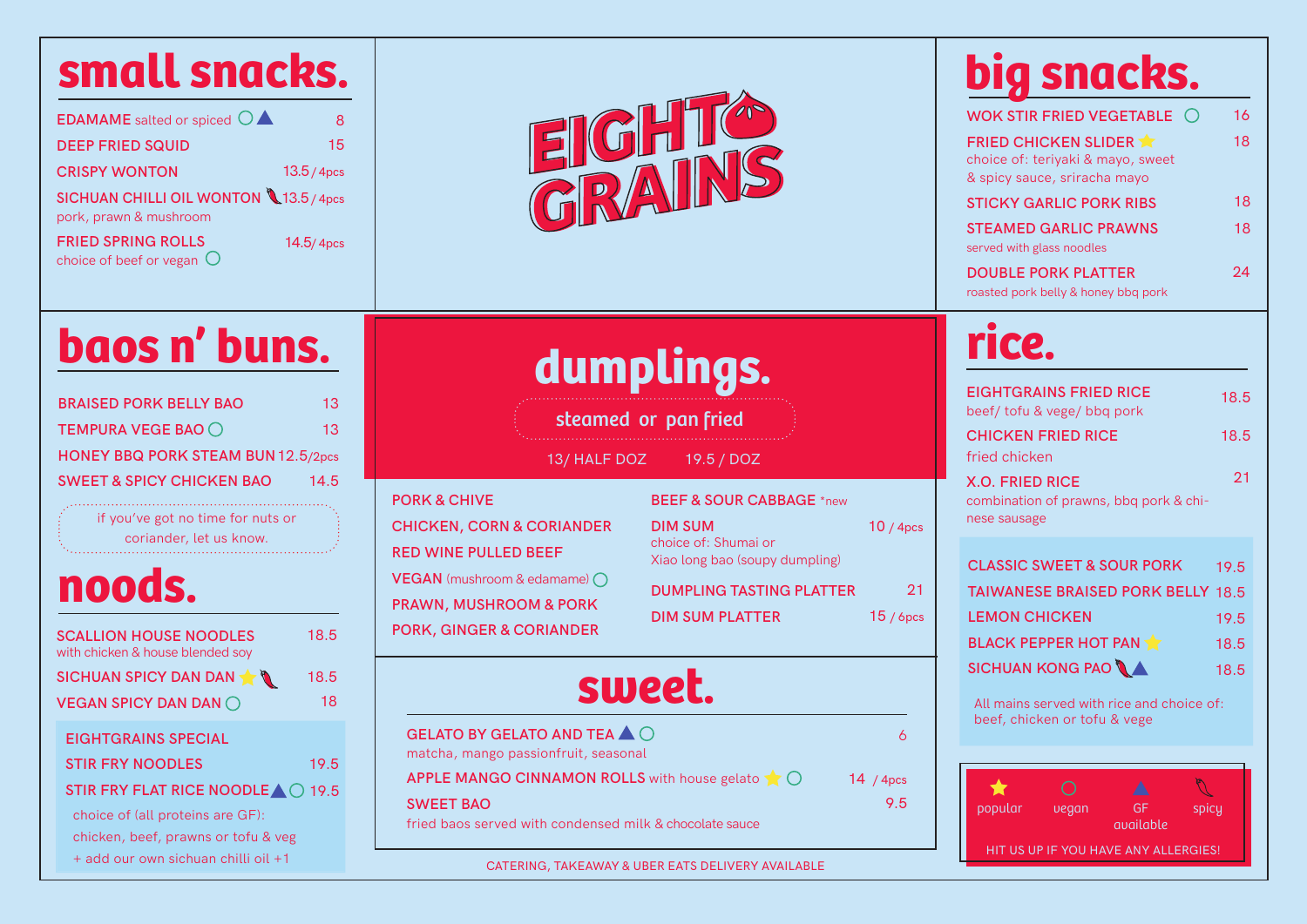# EIGHT GRAINS

## small snacks.

- EDAMAME salted or spiced ○ ▲ — 8
- DEEP FRIED SQUID — 15
- CRISPY WONTON — 13.5 / 4pcs
- SICHUAN CHILLI OIL WONTON 🌶 — 13.5 / 4pcs
  pork, prawn & mushroom
- FRIED SPRING ROLLS — 14.5/ 4pcs
  choice of beef or vegan ○

## big snacks.

- WOK STIR FRIED VEGETABLE ○ — 16
- FRIED CHICKEN SLIDER ★ — 18
  choice of: teriyaki & mayo, sweet & spicy sauce, sriracha mayo
- STICKY GARLIC PORK RIBS — 18
- STEAMED GARLIC PRAWNS — 18
  served with glass noodles
- DOUBLE PORK PLATTER — 24
  roasted pork belly & honey bbq pork

## baos n' buns.

- BRAISED PORK BELLY BAO — 13
- TEMPURA VEGE BAO ○ — 13
- HONEY BBQ PORK STEAM BUN — 12.5/2pcs
- SWEET & SPICY CHICKEN BAO — 14.5

if you've got no time for nuts or coriander, let us know.

## dumplings.

steamed or pan fried

13/ HALF DOZ 19.5 / DOZ

- PORK & CHIVE
- CHICKEN, CORN & CORIANDER
- RED WINE PULLED BEEF
- VEGAN (mushroom & edamame) ○
- PRAWN, MUSHROOM & PORK
- PORK, GINGER & CORIANDER
- BEEF & SOUR CABBAGE *new
- DIM SUM — 10 / 4pcs
  choice of: Shumai or Xiao long bao (soupy dumpling)
- DUMPLING TASTING PLATTER — 21
- DIM SUM PLATTER — 15 / 6pcs

## rice.

- EIGHTGRAINS FRIED RICE — 18.5
  beef/ tofu & vege/ bbq pork
- CHICKEN FRIED RICE — 18.5
  fried chicken
- X.O. FRIED RICE — 21
  combination of prawns, bbq pork & chinese sausage

- CLASSIC SWEET & SOUR PORK — 19.5
- TAIWANESE BRAISED PORK BELLY — 18.5
- LEMON CHICKEN — 19.5
- BLACK PEPPER HOT PAN ★ — 18.5
- SICHUAN KONG PAO 🌶 ▲ — 18.5

All mains served with rice and choice of: beef, chicken or tofu & vege

## noods.

- SCALLION HOUSE NOODLES — 18.5
  with chicken & house blended soy
- SICHUAN SPICY DAN DAN ★ 🌶 — 18.5
- VEGAN SPICY DAN DAN ○ — 18

EIGHTGRAINS SPECIAL

- STIR FRY NOODLES — 19.5
- STIR FRY FLAT RICE NOODLE ▲ ○ — 19.5

choice of (all proteins are GF): chicken, beef, prawns or tofu & veg
+ add our own sichuan chilli oil +1

## sweet.

- GELATO BY GELATO AND TEA ▲ ○ — 6
  matcha, mango passionfruit, seasonal
- APPLE MANGO CINNAMON ROLLS with house gelato ★ ○ — 14 / 4pcs
- SWEET BAO — 9.5
  fried baos served with condensed milk & chocolate sauce

CATERING, TAKEAWAY & UBER EATS DELIVERY AVAILABLE

★ popular ○ vegan ▲ GF available 🌶 spicy

HIT US UP IF YOU HAVE ANY ALLERGIES!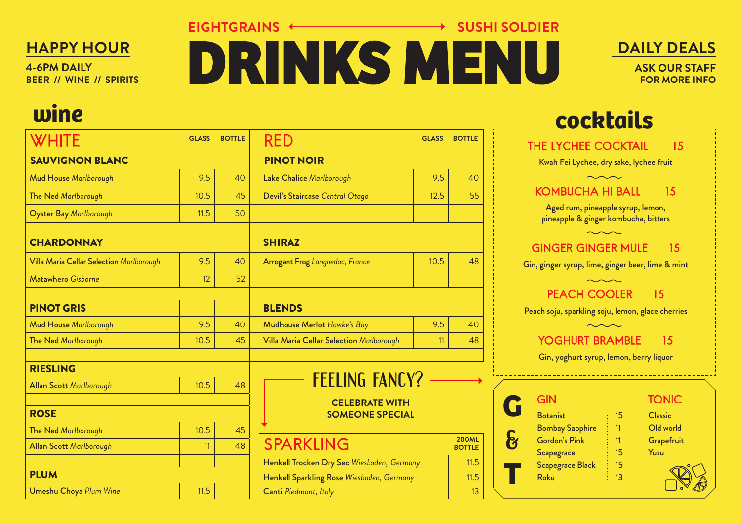EIGHTGRAINS ⟷ SUSHI SOLDIER

# DRINKS MENU

## HAPPY HOUR

**4-6PM DAILY**
**BEER // WINE // SPIRITS**

## DAILY DEALS

**ASK OUR STAFF FOR MORE INFO**

## wine

| WHITE | GLASS | BOTTLE |
|---|---|---|
| **SAUVIGNON BLANC** | | |
| **Mud House** *Marlborough* | 9.5 | 40 |
| **The Ned** *Marlborough* | 10.5 | 45 |
| **Oyster Bay** *Marlborough* | 11.5 | 50 |
| **CHARDONNAY** | | |
| **Villa Maria Cellar Selection** *Marlborough* | 9.5 | 40 |
| **Matawhero** *Gisborne* | 12 | 52 |
| **PINOT GRIS** | | |
| **Mud House** *Marlborough* | 9.5 | 40 |
| **The Ned** *Marlborough* | 10.5 | 45 |
| **RIESLING** | | |
| **Allan Scott** *Marlborough* | 10.5 | 48 |
| **ROSE** | | |
| **The Ned** *Marlborough* | 10.5 | 45 |
| **Allan Scott** *Marlborough* | 11 | 48 |
| **PLUM** | | |
| **Umeshu Choya** *Plum Wine* | 11.5 | |

| RED | GLASS | BOTTLE |
|---|---|---|
| **PINOT NOIR** | | |
| **Lake Chalice** *Marlborough* | 9.5 | 40 |
| **Devil's Staircase** *Central Otago* | 12.5 | 55 |
| **SHIRAZ** | | |
| **Arrogant Frog** *Languedoc, France* | 10.5 | 48 |
| **BLENDS** | | |
| **Mudhouse Merlot** *Hawke's Bay* | 9.5 | 40 |
| **Villa Maria Cellar Selection** *Marlborough* | 11 | 48 |

### FEELING FANCY?

**CELEBRATE WITH SOMEONE SPECIAL**

| SPARKLING | 200ML BOTTLE |
|---|---|
| **Henkell Trocken Dry Sec** *Wiesbaden, Germany* | 11.5 |
| **Henkell Sparkling Rose** *Wiesbaden, Germany* | 11.5 |
| **Canti** *Piedmont, Italy* | 13 |

## cocktails

**THE LYCHEE COCKTAIL** 15
Kwah Fei Lychee, dry sake, lychee fruit

**KOMBUCHA HI BALL** 15
Aged rum, pineapple syrup, lemon, pineapple & ginger kombucha, bitters

**GINGER GINGER MULE** 15
Gin, ginger syrup, lime, ginger beer, lime & mint

**PEACH COOLER** 15
Peach soju, sparkling soju, lemon, glace cherries

**YOGHURT BRAMBLE** 15
Gin, yoghurt syrup, lemon, berry liquor

## G & T

| GIN | |
|---|---|
| Botanist | 15 |
| Bombay Sapphire | 11 |
| Gordon's Pink | 11 |
| Scapegrace | 15 |
| Scapegrace Black | 15 |
| Roku | 13 |

**TONIC**

- Classic
- Old world
- Grapefruit
- Yuzu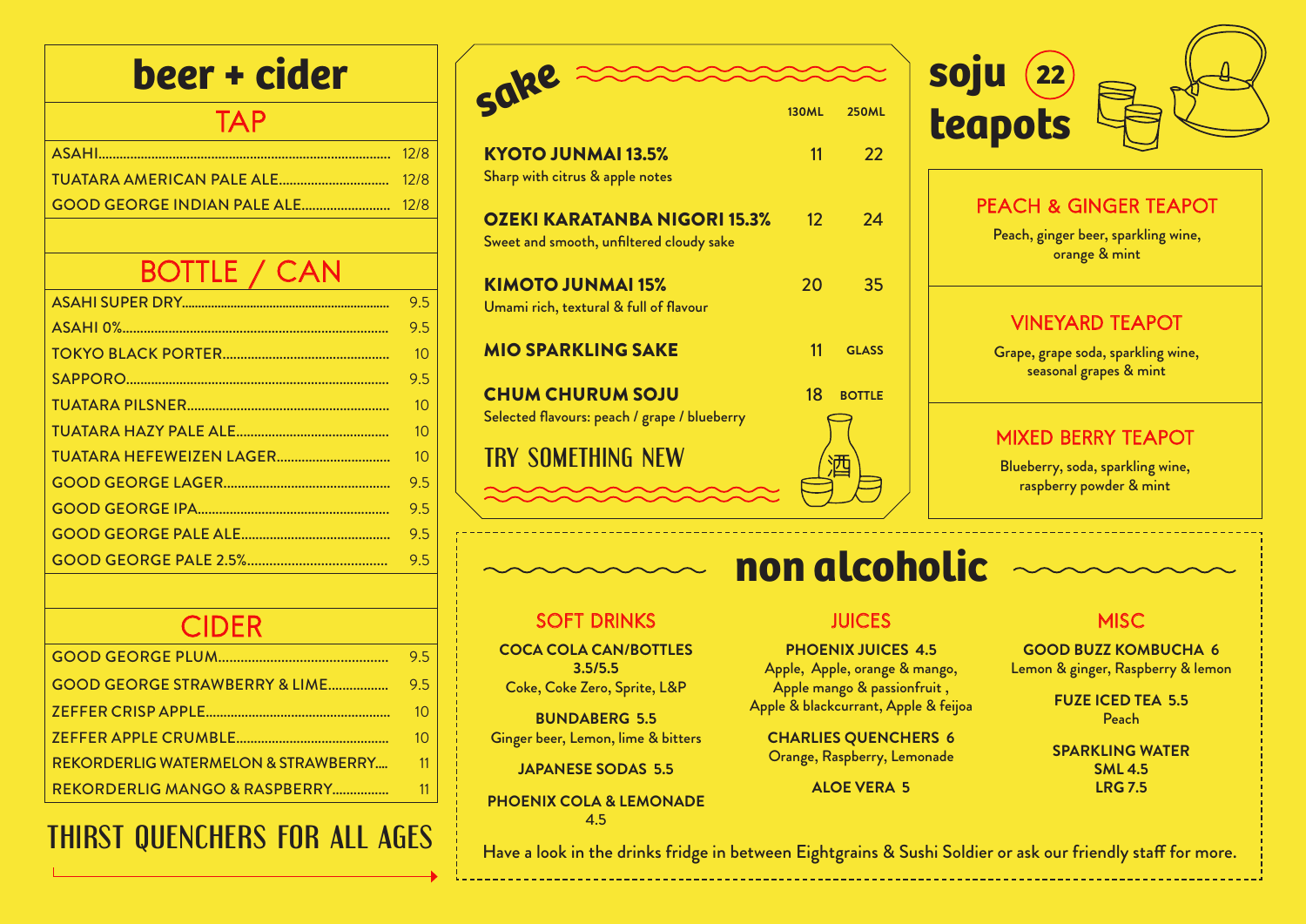# beer + cider

## TAP

| | |
|---|---|
| ASAHI | 12/8 |
| TUATARA AMERICAN PALE ALE | 12/8 |
| GOOD GEORGE INDIAN PALE ALE | 12/8 |

## BOTTLE / CAN

| | |
|---|---|
| ASAHI SUPER DRY | 9.5 |
| ASAHI 0% | 9.5 |
| TOKYO BLACK PORTER | 10 |
| SAPPORO | 9.5 |
| TUATARA PILSNER | 10 |
| TUATARA HAZY PALE ALE | 10 |
| TUATARA HEFEWEIZEN LAGER | 10 |
| GOOD GEORGE LAGER | 9.5 |
| GOOD GEORGE IPA | 9.5 |
| GOOD GEORGE PALE ALE | 9.5 |
| GOOD GEORGE PALE 2.5% | 9.5 |

## CIDER

| | |
|---|---|
| GOOD GEORGE PLUM | 9.5 |
| GOOD GEORGE STRAWBERRY & LIME | 9.5 |
| ZEFFER CRISP APPLE | 10 |
| ZEFFER APPLE CRUMBLE | 10 |
| REKORDERLIG WATERMELON & STRAWBERRY | 11 |
| REKORDERLIG MANGO & RASPBERRY | 11 |

THIRST QUENCHERS FOR ALL AGES

# sake

| | 130ML | 250ML |
|---|---|---|
| **KYOTO JUNMAI 13.5%** Sharp with citrus & apple notes | 11 | 22 |
| **OZEKI KARATANBA NIGORI 15.3%** Sweet and smooth, unfiltered cloudy sake | 12 | 24 |
| **KIMOTO JUNMAI 15%** Umami rich, textural & full of flavour | 20 | 35 |
| **MIO SPARKLING SAKE** | 11 | GLASS |
| **CHUM CHURUM SOJU** Selected flavours: peach / grape / blueberry | 18 | BOTTLE |

TRY SOMETHING NEW

酒

# soju teapots 22

## PEACH & GINGER TEAPOT

Peach, ginger beer, sparkling wine, orange & mint

## VINEYARD TEAPOT

Grape, grape soda, sparkling wine, seasonal grapes & mint

## MIXED BERRY TEAPOT

Blueberry, soda, sparkling wine, raspberry powder & mint

# non alcoholic

## SOFT DRINKS

**COCA COLA CAN/BOTTLES 3.5/5.5**
Coke, Coke Zero, Sprite, L&P

**BUNDABERG 5.5**
Ginger beer, Lemon, lime & bitters

**JAPANESE SODAS 5.5**

**PHOENIX COLA & LEMONADE**
4.5

## JUICES

**PHOENIX JUICES 4.5**
Apple, Apple, orange & mango, Apple mango & passionfruit , Apple & blackcurrant, Apple & feijoa

**CHARLIES QUENCHERS 6**
Orange, Raspberry, Lemonade

**ALOE VERA 5**

## MISC

**GOOD BUZZ KOMBUCHA 6**
Lemon & ginger, Raspberry & lemon

**FUZE ICED TEA 5.5**
Peach

**SPARKLING WATER**
**SML 4.5**
**LRG 7.5**

Have a look in the drinks fridge in between Eightgrains & Sushi Soldier or ask our friendly staff for more.